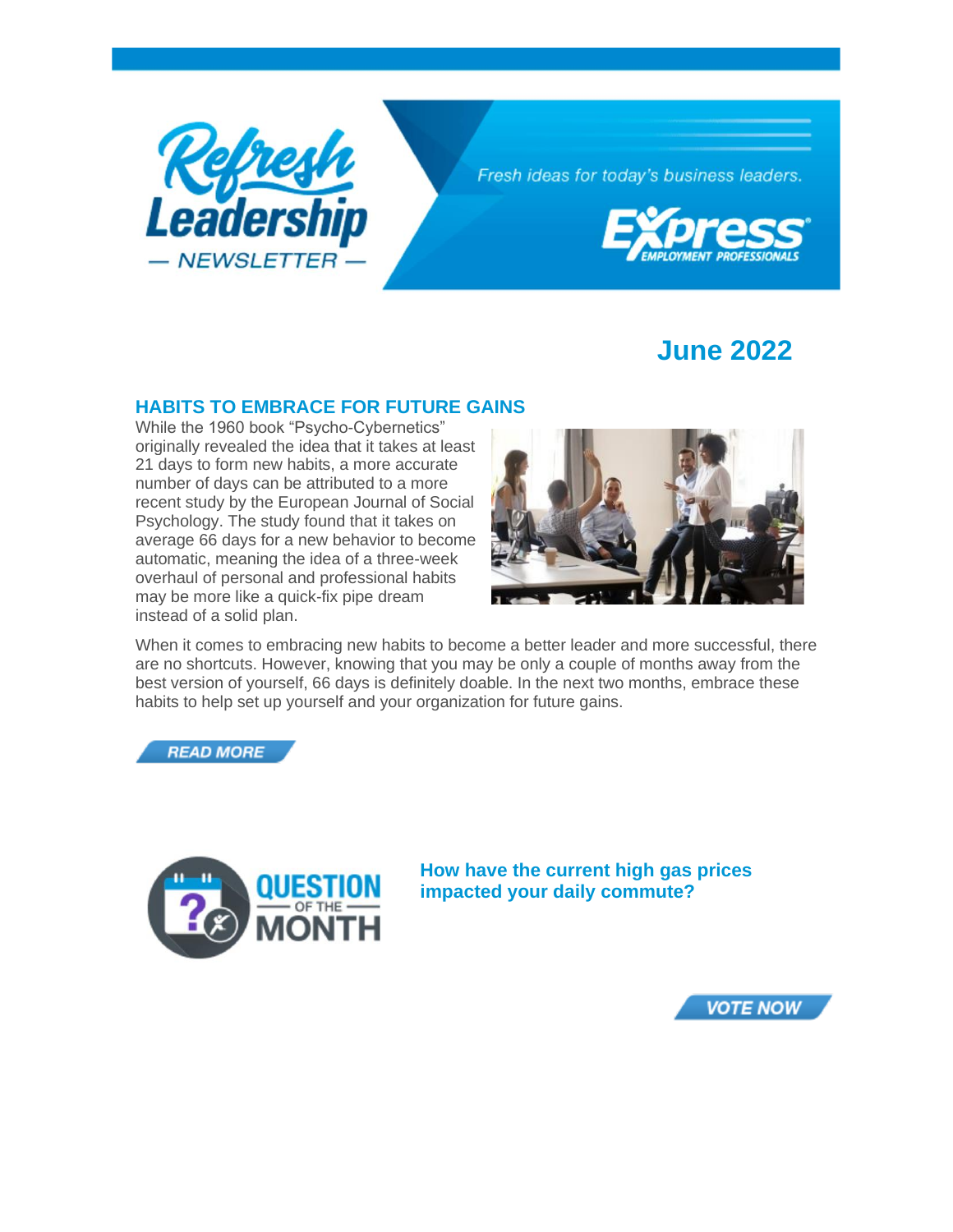# Refresh Leadership — NEWSLETTER —

*Fresh ideas for today's business leaders.*

Express EMPLOYMENT PROFESSIONALS

## June 2022

### HABITS TO EMBRACE FOR FUTURE GAINS

While the 1960 book "Psycho-Cybernetics" originally revealed the idea that it takes at least 21 days to form new habits, a more accurate number of days can be attributed to a more recent study by the European Journal of Social Psychology. The study found that it takes on average 66 days for a new behavior to become automatic, meaning the idea of a three-week overhaul of personal and professional habits may be more like a quick-fix pipe dream instead of a solid plan.

When it comes to embracing new habits to become a better leader and more successful, there are no shortcuts. However, knowing that you may be only a couple of months away from the best version of yourself, 66 days is definitely doable. In the next two months, embrace these habits to help set up yourself and your organization for future gains.

READ MORE

QUESTION OF THE MONTH

**How have the current high gas prices impacted your daily commute?**

VOTE NOW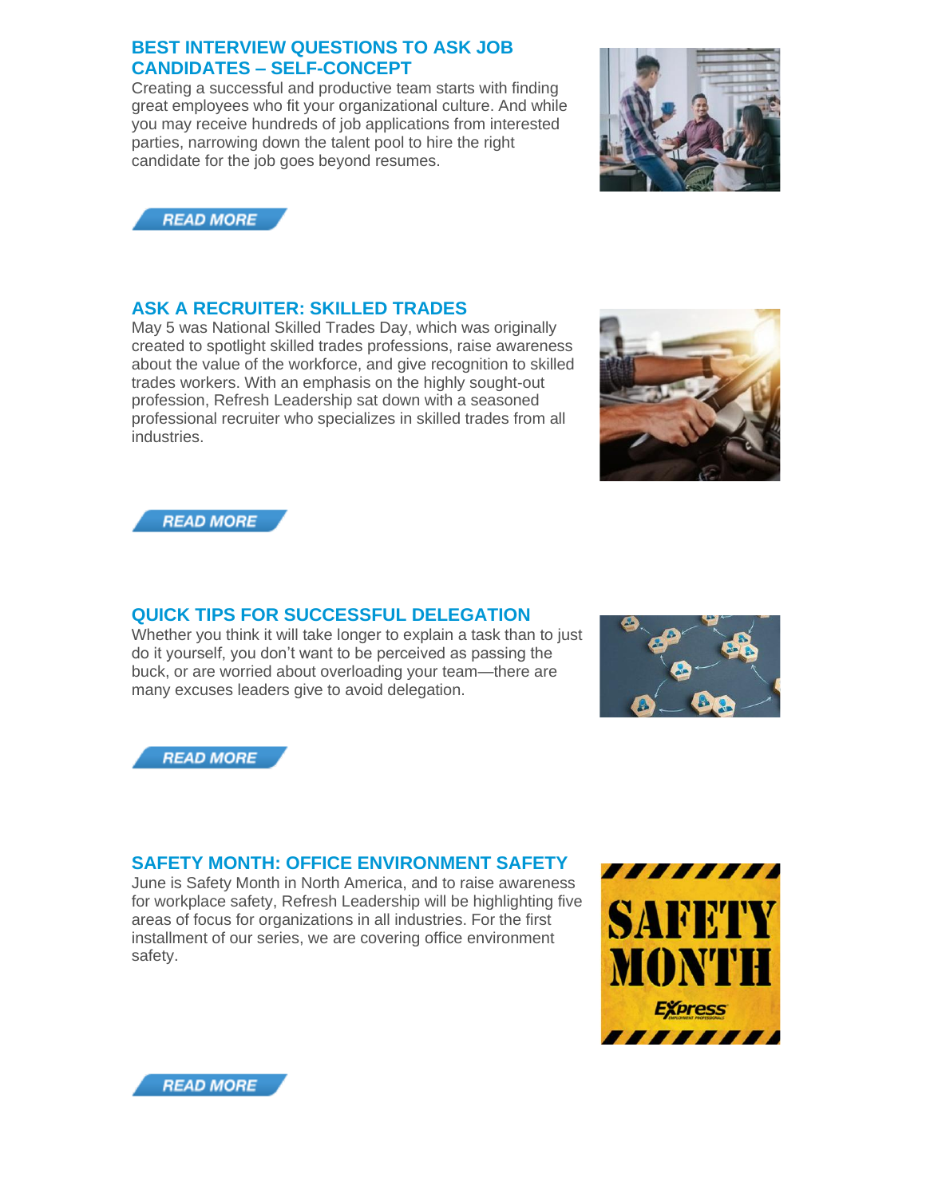## BEST INTERVIEW QUESTIONS TO ASK JOB CANDIDATES – SELF-CONCEPT

Creating a successful and productive team starts with finding great employees who fit your organizational culture. And while you may receive hundreds of job applications from interested parties, narrowing down the talent pool to hire the right candidate for the job goes beyond resumes.

READ MORE

## ASK A RECRUITER: SKILLED TRADES

May 5 was National Skilled Trades Day, which was originally created to spotlight skilled trades professions, raise awareness about the value of the workforce, and give recognition to skilled trades workers. With an emphasis on the highly sought-out profession, Refresh Leadership sat down with a seasoned professional recruiter who specializes in skilled trades from all industries.

READ MORE

## QUICK TIPS FOR SUCCESSFUL DELEGATION

Whether you think it will take longer to explain a task than to just do it yourself, you don't want to be perceived as passing the buck, or are worried about overloading your team—there are many excuses leaders give to avoid delegation.

READ MORE

## SAFETY MONTH: OFFICE ENVIRONMENT SAFETY

June is Safety Month in North America, and to raise awareness for workplace safety, Refresh Leadership will be highlighting five areas of focus for organizations in all industries. For the first installment of our series, we are covering office environment safety.

READ MORE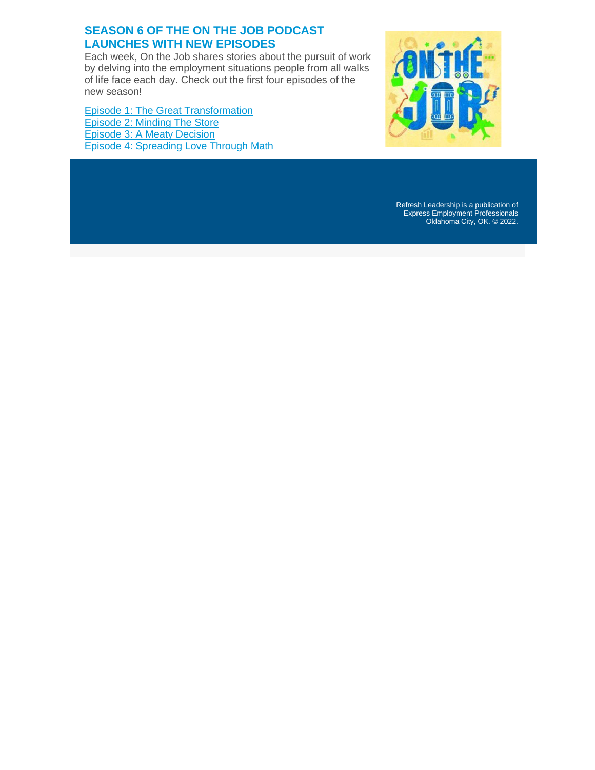## SEASON 6 OF THE ON THE JOB PODCAST LAUNCHES WITH NEW EPISODES

Each week, On the Job shares stories about the pursuit of work by delving into the employment situations people from all walks of life face each day. Check out the first four episodes of the new season!

Episode 1: The Great Transformation
Episode 2: Minding The Store
Episode 3: A Meaty Decision
Episode 4: Spreading Love Through Math

Refresh Leadership is a publication of Express Employment Professionals Oklahoma City, OK. © 2022.